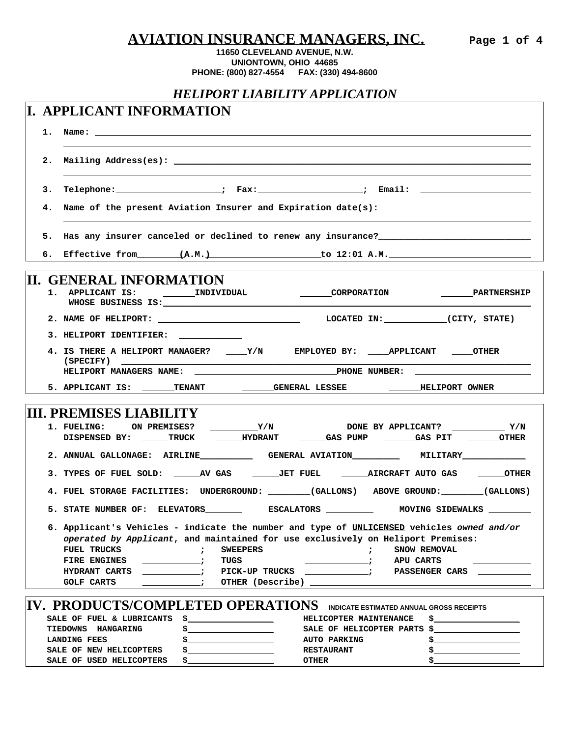# AVIATION INSURANCE MANAGERS, INC.

**11650 CLEVELAND AVENUE, N.W.**
**UNIONTOWN, OHIO 44685**
**PHONE: (800) 827-4554 FAX: (330) 494-8600**

## *HELIPORT LIABILITY APPLICATION*

## I. APPLICANT INFORMATION

1. Name: ______________________________________________
   ______________________________________________

2. Mailing Address(es): ______________________________________________
   ______________________________________________

3. Telephone:____________________; Fax:____________________; Email: ____________________

4. Name of the present Aviation Insurer and Expiration date(s):
   ______________________________________________

5. Has any insurer canceled or declined to renew any insurance?____________________

6. Effective from_______(A.M.)____________________to 12:01 A.M.____________________

## II. GENERAL INFORMATION

1. APPLICANT IS: ______INDIVIDUAL ______CORPORATION ______PARTNERSHIP
   WHOSE BUSINESS IS:______________________________________________

2. NAME OF HELIPORT: ____________________________ LOCATED IN:____________(CITY, STATE)

3. HELIPORT IDENTIFIER: ____________

4. IS THERE A HELIPORT MANAGER? ____Y/N EMPLOYED BY: ____APPLICANT ____OTHER
   (SPECIFY) ______________________________________________
   HELIPORT MANAGERS NAME: ____________________________PHONE NUMBER: ____________________

5. APPLICANT IS: ______TENANT ______GENERAL LESSEE ______HELIPORT OWNER

## III. PREMISES LIABILITY

1. FUELING: ON PREMISES? _________Y/N DONE BY APPLICANT? __________ Y/N
   DISPENSED BY: _____TRUCK _____HYDRANT _____GAS PUMP ______GAS PIT ______OTHER

2. ANNUAL GALLONAGE: AIRLINE__________ GENERAL AVIATION_________ MILITARY____________

3. TYPES OF FUEL SOLD: _____AV GAS _____JET FUEL _____AIRCRAFT AUTO GAS _____OTHER

4. FUEL STORAGE FACILITIES: UNDERGROUND: ________(GALLONS) ABOVE GROUND:________(GALLONS)

5. STATE NUMBER OF: ELEVATORS_______ ESCALATORS _________ MOVING SIDEWALKS ________

6. Applicant's Vehicles - indicate the number and type of UNLICENSED vehicles *owned and/or operated by Applicant*, and maintained for use exclusively on Heliport Premises:
   FUEL TRUCKS ___________; SWEEPERS ____________; SNOW REMOVAL ___________
   FIRE ENGINES ___________; TUGS ____________; APU CARTS ___________
   HYDRANT CARTS ___________; PICK-UP TRUCKS ____________; PASSENGER CARS ___________
   GOLF CARTS ___________; OTHER (Describe) ______________________________

## IV. PRODUCTS/COMPLETED OPERATIONS

INDICATE ESTIMATED ANNUAL GROSS RECEIPTS

| | | | |
|---|---|---|---|
| SALE OF FUEL & LUBRICANTS | $________________ | HELICOPTER MAINTENANCE | $________________ |
| TIEDOWNS HANGARING | $________________ | SALE OF HELICOPTER PARTS | $________________ |
| LANDING FEES | $________________ | AUTO PARKING | $________________ |
| SALE OF NEW HELICOPTERS | $________________ | RESTAURANT | $________________ |
| SALE OF USED HELICOPTERS | $________________ | OTHER | $________________ |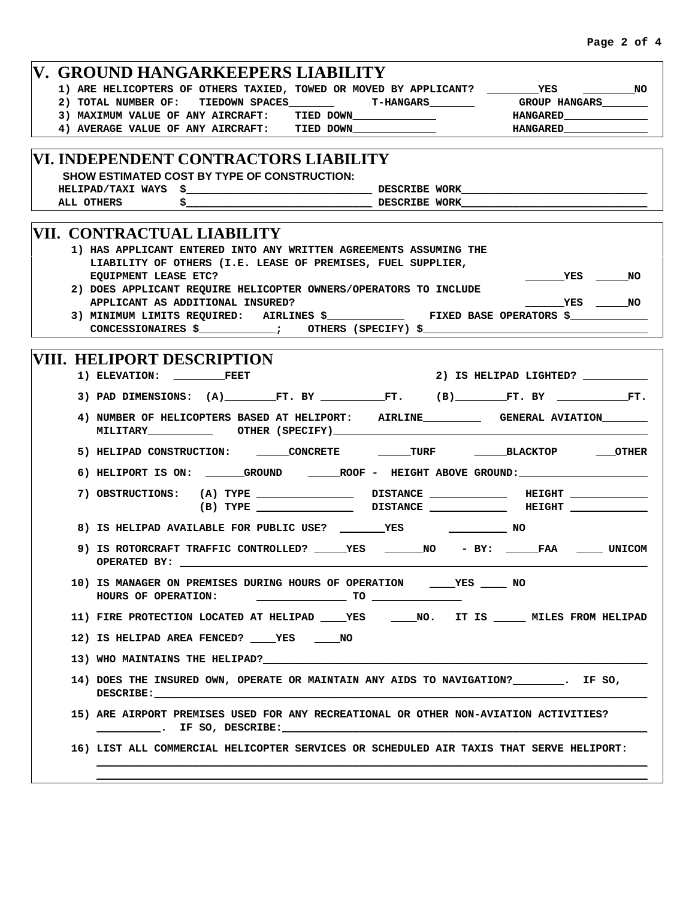## V. GROUND HANGARKEEPERS LIABILITY

1) ARE HELICOPTERS OF OTHERS TAXIED, TOWED OR MOVED BY APPLICANT? ________YES ________NO

2) TOTAL NUMBER OF: TIEDOWN SPACES_______ T-HANGARS_______ GROUP HANGARS_______

3) MAXIMUM VALUE OF ANY AIRCRAFT: TIED DOWN_____________ HANGARED_____________

4) AVERAGE VALUE OF ANY AIRCRAFT: TIED DOWN_____________ HANGARED_____________

## VI. INDEPENDENT CONTRACTORS LIABILITY

**SHOW ESTIMATED COST BY TYPE OF CONSTRUCTION:**

HELIPAD/TAXI WAYS $____________________________ DESCRIBE WORK____________________________

ALL OTHERS $____________________________ DESCRIBE WORK____________________________

## VII. CONTRACTUAL LIABILITY

1) HAS APPLICANT ENTERED INTO ANY WRITTEN AGREEMENTS ASSUMING THE LIABILITY OF OTHERS (I.E. LEASE OF PREMISES, FUEL SUPPLIER, EQUIPMENT LEASE ETC? ______YES _____NO

2) DOES APPLICANT REQUIRE HELICOPTER OWNERS/OPERATORS TO INCLUDE APPLICANT AS ADDITIONAL INSURED? ______YES _____NO

3) MINIMUM LIMITS REQUIRED: AIRLINES $____________ FIXED BASE OPERATORS $____________
CONCESSIONAIRES $____________; OTHERS (SPECIFY) $________________________________

## VIII. HELIPORT DESCRIPTION

1) ELEVATION: ________FEET 2) IS HELIPAD LIGHTED? __________

3) PAD DIMENSIONS: (A)________FT. BY __________FT. (B)________FT. BY ___________FT.

4) NUMBER OF HELICOPTERS BASED AT HELIPORT: AIRLINE_________ GENERAL AVIATION_______
MILITARY__________ OTHER (SPECIFY)______________________________________________

5) HELIPAD CONSTRUCTION: _____CONCRETE _____TURF _____BLACKTOP ___OTHER

6) HELIPORT IS ON: ______GROUND _____ROOF - HEIGHT ABOVE GROUND:____________________

7) OBSTRUCTIONS: (A) TYPE _______________ DISTANCE ____________ HEIGHT ____________
(B) TYPE _______________ DISTANCE ____________ HEIGHT ____________

8) IS HELIPAD AVAILABLE FOR PUBLIC USE? _______YES _________ NO

9) IS ROTORCRAFT TRAFFIC CONTROLLED? _____YES ______NO - BY: _____FAA ____ UNICOM
OPERATED BY: ______________________________________________________________

10) IS MANAGER ON PREMISES DURING HOURS OF OPERATION ____YES ____ NO
HOURS OF OPERATION: ______________ TO ______________

11) FIRE PROTECTION LOCATED AT HELIPAD ____YES ____NO. IT IS _____ MILES FROM HELIPAD

12) IS HELIPAD AREA FENCED? ____YES ____NO

13) WHO MAINTAINS THE HELIPAD?______________________________________________________

14) DOES THE INSURED OWN, OPERATE OR MAINTAIN ANY AIDS TO NAVIGATION?________. IF SO, DESCRIBE:______________________________________________________________

15) ARE AIRPORT PREMISES USED FOR ANY RECREATIONAL OR OTHER NON-AVIATION ACTIVITIES? __________. IF SO, DESCRIBE:_____________________________________________

16) LIST ALL COMMERCIAL HELICOPTER SERVICES OR SCHEDULED AIR TAXIS THAT SERVE HELIPORT:
______________________________________________________________________________
______________________________________________________________________________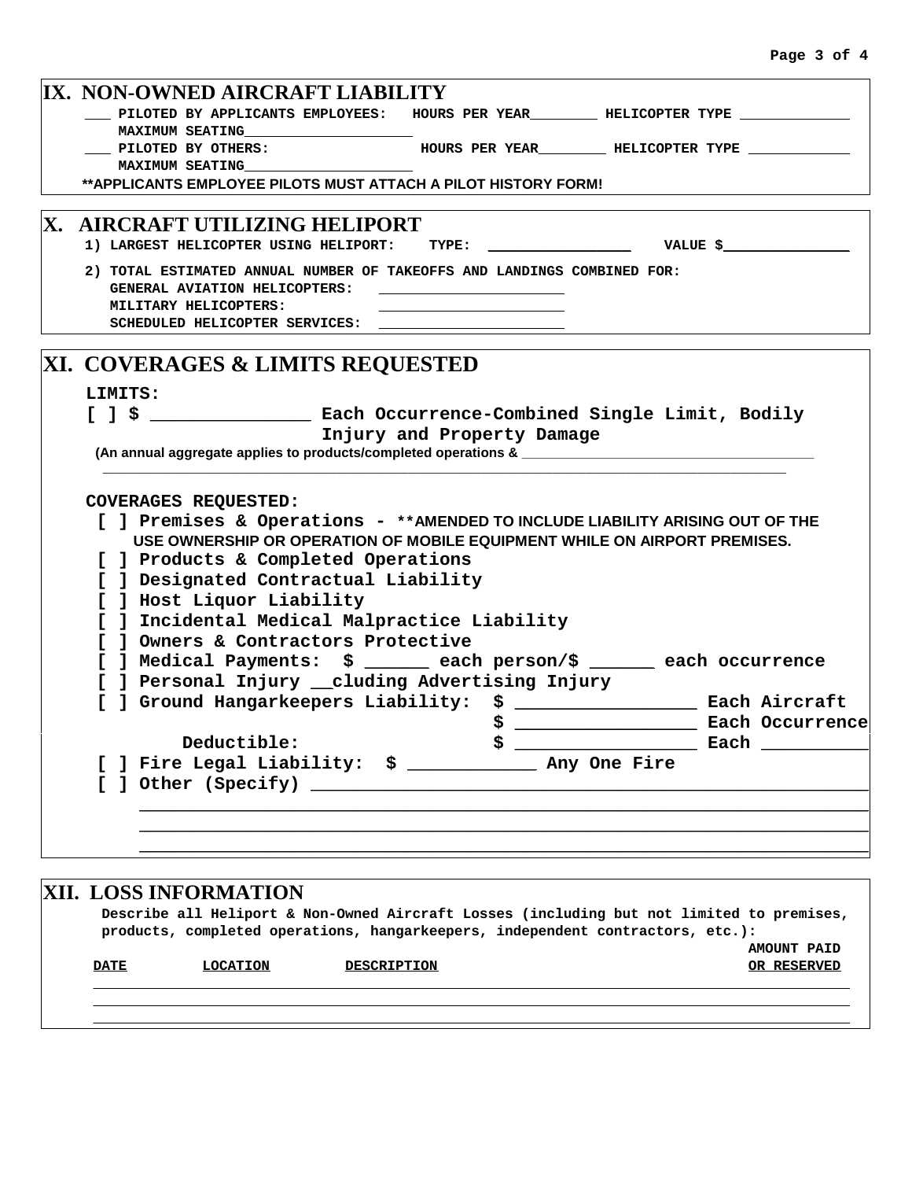## IX. NON-OWNED AIRCRAFT LIABILITY

___ PILOTED BY APPLICANTS EMPLOYEES: HOURS PER YEAR________ HELICOPTER TYPE ____________
MAXIMUM SEATING____________________

___ PILOTED BY OTHERS: HOURS PER YEAR________ HELICOPTER TYPE ____________
MAXIMUM SEATING____________________

**APPLICANTS EMPLOYEE PILOTS MUST ATTACH A PILOT HISTORY FORM!**

## X. AIRCRAFT UTILIZING HELIPORT

1) LARGEST HELICOPTER USING HELIPORT: TYPE: ________________ VALUE $______________

2) TOTAL ESTIMATED ANNUAL NUMBER OF TAKEOFFS AND LANDINGS COMBINED FOR:
GENERAL AVIATION HELICOPTERS: ______________________
MILITARY HELICOPTERS: ______________________
SCHEDULED HELICOPTER SERVICES: ______________________

## XI. COVERAGES & LIMITS REQUESTED

**LIMITS:**

[ ] $ _______________ Each Occurrence-Combined Single Limit, Bodily Injury and Property Damage

(An annual aggregate applies to products/completed operations & _____________________________________
_____________________________________________________________________________________)

**COVERAGES REQUESTED:**

[ ] Premises & Operations - **AMENDED TO INCLUDE LIABILITY ARISING OUT OF THE USE OWNERSHIP OR OPERATION OF MOBILE EQUIPMENT WHILE ON AIRPORT PREMISES.
[ ] Products & Completed Operations
[ ] Designated Contractual Liability
[ ] Host Liquor Liability
[ ] Incidental Medical Malpractice Liability
[ ] Owners & Contractors Protective
[ ] Medical Payments: $ ______ each person/$ ______ each occurrence
[ ] Personal Injury __cluding Advertising Injury
[ ] Ground Hangarkeepers Liability: $ _________________ Each Aircraft
$ _________________ Each Occurrence
Deductible: $ _________________ Each __________
[ ] Fire Legal Liability: $ ____________ Any One Fire
[ ] Other (Specify) ____________________________________________________________
_________________________________________________________________________________
_________________________________________________________________________________
_________________________________________________________________________________

## XII. LOSS INFORMATION

Describe all Heliport & Non-Owned Aircraft Losses (including but not limited to premises, products, completed operations, hangarkeepers, independent contractors, etc.):

| DATE | LOCATION | DESCRIPTION | AMOUNT PAID OR RESERVED |
|---|---|---|---|
| | | | |
| | | | |
| | | | |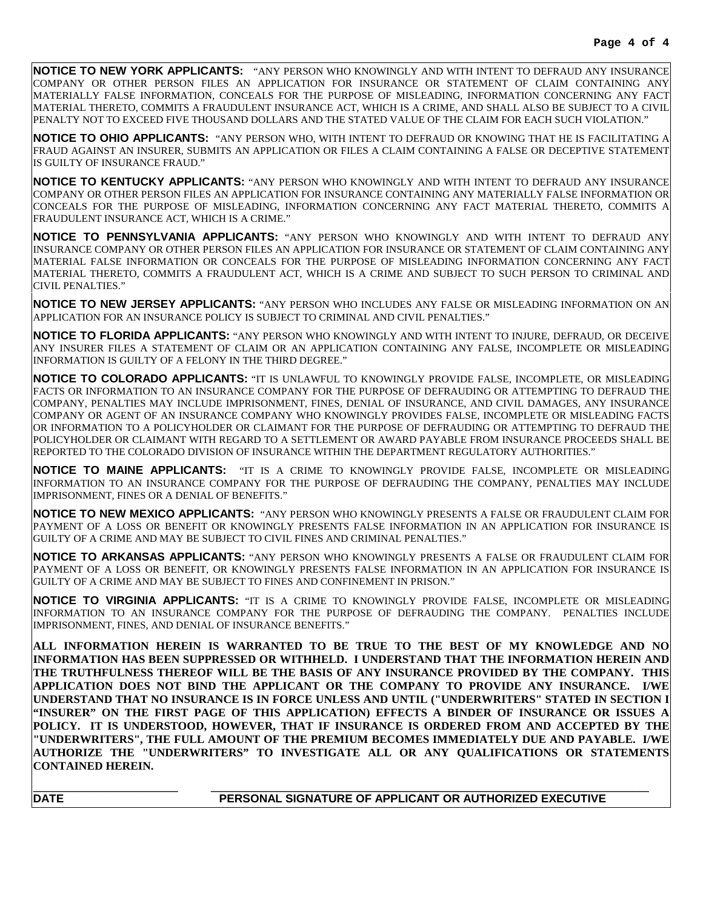**NOTICE TO NEW YORK APPLICANTS:** "ANY PERSON WHO KNOWINGLY AND WITH INTENT TO DEFRAUD ANY INSURANCE COMPANY OR OTHER PERSON FILES AN APPLICATION FOR INSURANCE OR STATEMENT OF CLAIM CONTAINING ANY MATERIALLY FALSE INFORMATION, CONCEALS FOR THE PURPOSE OF MISLEADING, INFORMATION CONCERNING ANY FACT MATERIAL THERETO, COMMITS A FRAUDULENT INSURANCE ACT, WHICH IS A CRIME, AND SHALL ALSO BE SUBJECT TO A CIVIL PENALTY NOT TO EXCEED FIVE THOUSAND DOLLARS AND THE STATED VALUE OF THE CLAIM FOR EACH SUCH VIOLATION."

**NOTICE TO OHIO APPLICANTS:** "ANY PERSON WHO, WITH INTENT TO DEFRAUD OR KNOWING THAT HE IS FACILITATING A FRAUD AGAINST AN INSURER, SUBMITS AN APPLICATION OR FILES A CLAIM CONTAINING A FALSE OR DECEPTIVE STATEMENT IS GUILTY OF INSURANCE FRAUD."

**NOTICE TO KENTUCKY APPLICANTS:** "ANY PERSON WHO KNOWINGLY AND WITH INTENT TO DEFRAUD ANY INSURANCE COMPANY OR OTHER PERSON FILES AN APPLICATION FOR INSURANCE CONTAINING ANY MATERIALLY FALSE INFORMATION OR CONCEALS FOR THE PURPOSE OF MISLEADING, INFORMATION CONCERNING ANY FACT MATERIAL THERETO, COMMITS A FRAUDULENT INSURANCE ACT, WHICH IS A CRIME."

**NOTICE TO PENNSYLVANIA APPLICANTS:** "ANY PERSON WHO KNOWINGLY AND WITH INTENT TO DEFRAUD ANY INSURANCE COMPANY OR OTHER PERSON FILES AN APPLICATION FOR INSURANCE OR STATEMENT OF CLAIM CONTAINING ANY MATERIAL FALSE INFORMATION OR CONCEALS FOR THE PURPOSE OF MISLEADING INFORMATION CONCERNING ANY FACT MATERIAL THERETO, COMMITS A FRAUDULENT ACT, WHICH IS A CRIME AND SUBJECT TO SUCH PERSON TO CRIMINAL AND CIVIL PENALTIES."

**NOTICE TO NEW JERSEY APPLICANTS:** "ANY PERSON WHO INCLUDES ANY FALSE OR MISLEADING INFORMATION ON AN APPLICATION FOR AN INSURANCE POLICY IS SUBJECT TO CRIMINAL AND CIVIL PENALTIES."

**NOTICE TO FLORIDA APPLICANTS:** "ANY PERSON WHO KNOWINGLY AND WITH INTENT TO INJURE, DEFRAUD, OR DECEIVE ANY INSURER FILES A STATEMENT OF CLAIM OR AN APPLICATION CONTAINING ANY FALSE, INCOMPLETE OR MISLEADING INFORMATION IS GUILTY OF A FELONY IN THE THIRD DEGREE."

**NOTICE TO COLORADO APPLICANTS:** "IT IS UNLAWFUL TO KNOWINGLY PROVIDE FALSE, INCOMPLETE, OR MISLEADING FACTS OR INFORMATION TO AN INSURANCE COMPANY FOR THE PURPOSE OF DEFRAUDING OR ATTEMPTING TO DEFRAUD THE COMPANY, PENALTIES MAY INCLUDE IMPRISONMENT, FINES, DENIAL OF INSURANCE, AND CIVIL DAMAGES, ANY INSURANCE COMPANY OR AGENT OF AN INSURANCE COMPANY WHO KNOWINGLY PROVIDES FALSE, INCOMPLETE OR MISLEADING FACTS OR INFORMATION TO A POLICYHOLDER OR CLAIMANT FOR THE PURPOSE OF DEFRAUDING OR ATTEMPTING TO DEFRAUD THE POLICYHOLDER OR CLAIMANT WITH REGARD TO A SETTLEMENT OR AWARD PAYABLE FROM INSURANCE PROCEEDS SHALL BE REPORTED TO THE COLORADO DIVISION OF INSURANCE WITHIN THE DEPARTMENT REGULATORY AUTHORITIES."

**NOTICE TO MAINE APPLICANTS:** "IT IS A CRIME TO KNOWINGLY PROVIDE FALSE, INCOMPLETE OR MISLEADING INFORMATION TO AN INSURANCE COMPANY FOR THE PURPOSE OF DEFRAUDING THE COMPANY, PENALTIES MAY INCLUDE IMPRISONMENT, FINES OR A DENIAL OF BENEFITS."

**NOTICE TO NEW MEXICO APPLICANTS:** "ANY PERSON WHO KNOWINGLY PRESENTS A FALSE OR FRAUDULENT CLAIM FOR PAYMENT OF A LOSS OR BENEFIT OR KNOWINGLY PRESENTS FALSE INFORMATION IN AN APPLICATION FOR INSURANCE IS GUILTY OF A CRIME AND MAY BE SUBJECT TO CIVIL FINES AND CRIMINAL PENALTIES."

**NOTICE TO ARKANSAS APPLICANTS:** "ANY PERSON WHO KNOWINGLY PRESENTS A FALSE OR FRAUDULENT CLAIM FOR PAYMENT OF A LOSS OR BENEFIT, OR KNOWINGLY PRESENTS FALSE INFORMATION IN AN APPLICATION FOR INSURANCE IS GUILTY OF A CRIME AND MAY BE SUBJECT TO FINES AND CONFINEMENT IN PRISON."

**NOTICE TO VIRGINIA APPLICANTS:** "IT IS A CRIME TO KNOWINGLY PROVIDE FALSE, INCOMPLETE OR MISLEADING INFORMATION TO AN INSURANCE COMPANY FOR THE PURPOSE OF DEFRAUDING THE COMPANY. PENALTIES INCLUDE IMPRISONMENT, FINES, AND DENIAL OF INSURANCE BENEFITS."

**ALL INFORMATION HEREIN IS WARRANTED TO BE TRUE TO THE BEST OF MY KNOWLEDGE AND NO INFORMATION HAS BEEN SUPPRESSED OR WITHHELD. I UNDERSTAND THAT THE INFORMATION HEREIN AND THE TRUTHFULNESS THEREOF WILL BE THE BASIS OF ANY INSURANCE PROVIDED BY THE COMPANY. THIS APPLICATION DOES NOT BIND THE APPLICANT OR THE COMPANY TO PROVIDE ANY INSURANCE. I/WE UNDERSTAND THAT NO INSURANCE IS IN FORCE UNLESS AND UNTIL ("UNDERWRITERS" STATED IN SECTION I "INSURER" ON THE FIRST PAGE OF THIS APPLICATION) EFFECTS A BINDER OF INSURANCE OR ISSUES A POLICY. IT IS UNDERSTOOD, HOWEVER, THAT IF INSURANCE IS ORDERED FROM AND ACCEPTED BY THE "UNDERWRITERS", THE FULL AMOUNT OF THE PREMIUM BECOMES IMMEDIATELY DUE AND PAYABLE. I/WE AUTHORIZE THE "UNDERWRITERS" TO INVESTIGATE ALL OR ANY QUALIFICATIONS OR STATEMENTS CONTAINED HEREIN.**

**DATE** ______________________ **PERSONAL SIGNATURE OF APPLICANT OR AUTHORIZED EXECUTIVE** ______________________